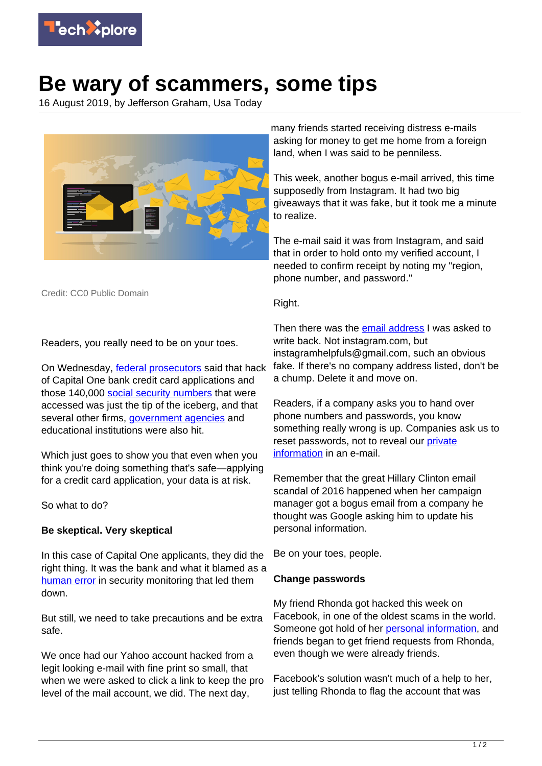# Be wary of scammers, some tips

16 August 2019, by Jefferson Graham, Usa Today

Credit: CC0 Public Domain

Readers, you really need to be on your toes.

On Wednesday, federal prosecutors said that hack of Capital One bank credit card applications and those 140,000 social security numbers that were accessed was just the tip of the iceberg, and that several other firms, government agencies and educational institutions were also hit.

Which just goes to show you that even when you think you're doing something that's safe—applying for a credit card application, your data is at risk.

So what to do?

**Be skeptical. Very skeptical**

In this case of Capital One applicants, they did the right thing. It was the bank and what it blamed as a human error in security monitoring that led them down.

But still, we need to take precautions and be extra safe.

We once had our Yahoo account hacked from a legit looking e-mail with fine print so small, that when we were asked to click a link to keep the pro level of the mail account, we did. The next day, many friends started receiving distress e-mails asking for money to get me home from a foreign land, when I was said to be penniless.

This week, another bogus e-mail arrived, this time supposedly from Instagram. It had two big giveaways that it was fake, but it took me a minute to realize.

The e-mail said it was from Instagram, and said that in order to hold onto my verified account, I needed to confirm receipt by noting my "region, phone number, and password."

Right.

Then there was the email address I was asked to write back. Not instagram.com, but instagramhelpfuls@gmail.com, such an obvious fake. If there's no company address listed, don't be a chump. Delete it and move on.

Readers, if a company asks you to hand over phone numbers and passwords, you know something really wrong is up. Companies ask us to reset passwords, not to reveal our private information in an e-mail.

Remember that the great Hillary Clinton email scandal of 2016 happened when her campaign manager got a bogus email from a company he thought was Google asking him to update his personal information.

Be on your toes, people.

**Change passwords**

My friend Rhonda got hacked this week on Facebook, in one of the oldest scams in the world. Someone got hold of her personal information, and friends began to get friend requests from Rhonda, even though we were already friends.

Facebook's solution wasn't much of a help to her, just telling Rhonda to flag the account that was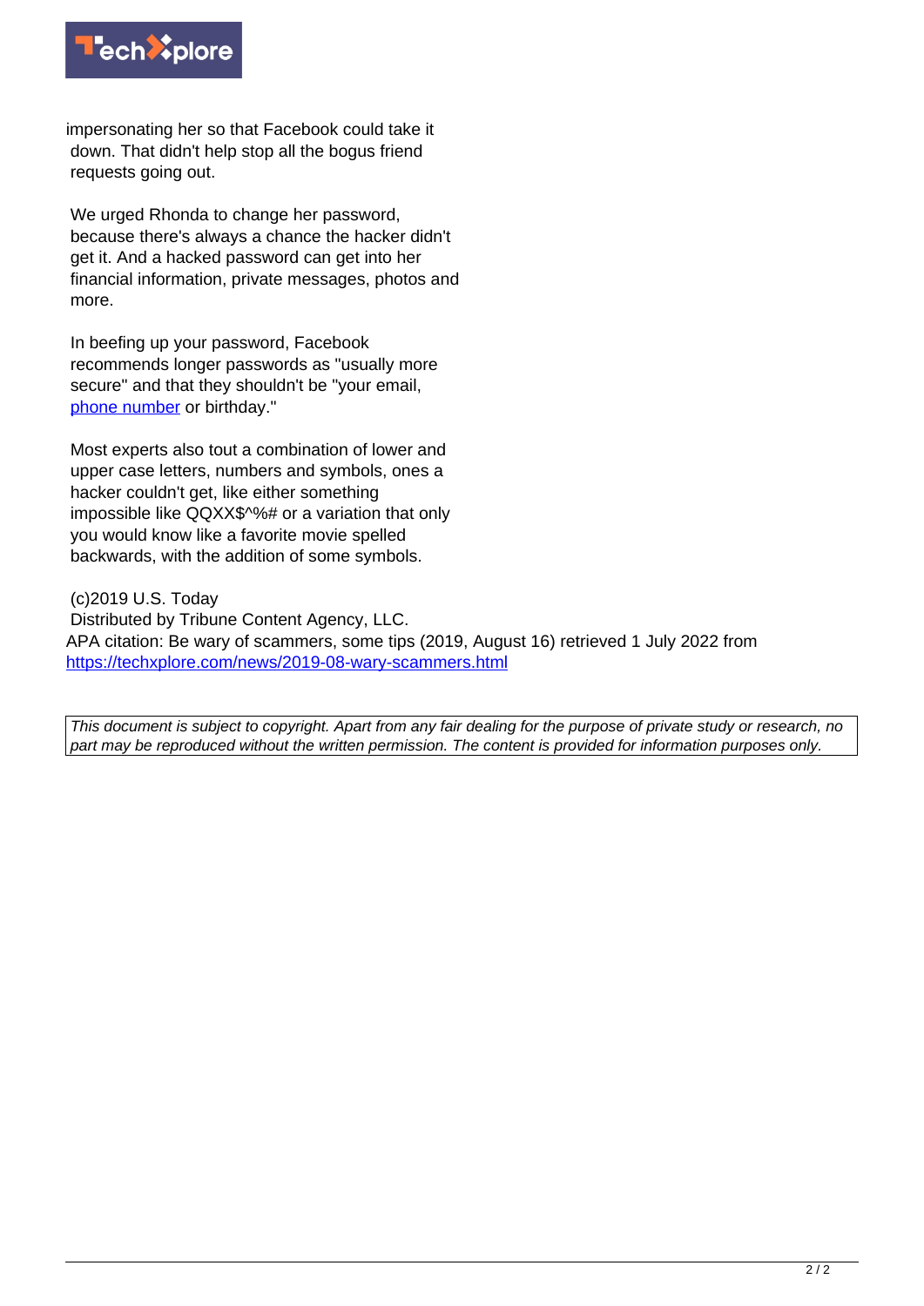impersonating her so that Facebook could take it down. That didn't help stop all the bogus friend requests going out.

We urged Rhonda to change her password, because there's always a chance the hacker didn't get it. And a hacked password can get into her financial information, private messages, photos and more.

In beefing up your password, Facebook recommends longer passwords as "usually more secure" and that they shouldn't be "your email, [phone number](https://techxplore.com/tags/phone+number/) or birthday."

Most experts also tout a combination of lower and upper case letters, numbers and symbols, ones a hacker couldn't get, like either something impossible like QQXX$^%# or a variation that only you would know like a favorite movie spelled backwards, with the addition of some symbols.

(c)2019 U.S. Today
Distributed by Tribune Content Agency, LLC.

APA citation: Be wary of scammers, some tips (2019, August 16) retrieved 1 July 2022 from https://techxplore.com/news/2019-08-wary-scammers.html

*This document is subject to copyright. Apart from any fair dealing for the purpose of private study or research, no part may be reproduced without the written permission. The content is provided for information purposes only.*